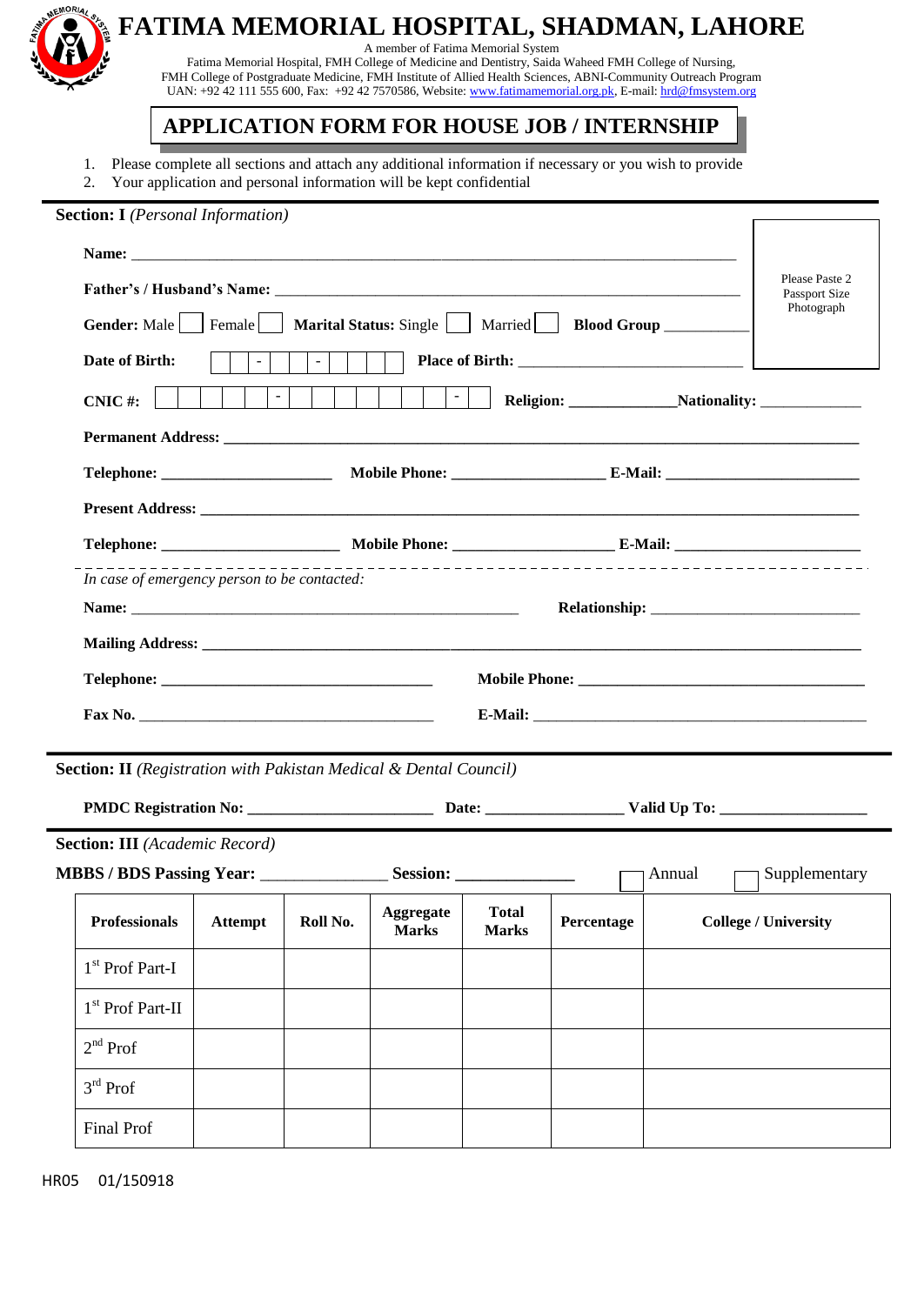# FATIMA MEMORIAL HOSPITAL, SHADMAN, LAHORE

A member of Fatima Memorial System

Fatima Memorial Hospital, FMH College of Medicine and Dentistry, Saida Waheed FMH College of Nursing, FMH College of Postgraduate Medicine, FMH Institute of Allied Health Sciences, ABNI-Community Outreach Program

UAN: +92 42 111 555 600, Fax: +92 42 7570586, Website: www.fatimamemorial.org.pk, E-mail: hrd@fmsystem.org

## APPLICATION FORM FOR HOUSE JOB / INTERNSHIP

1. Please complete all sections and attach any additional information if necessary or you wish to provide
2. Your application and personal information will be kept confidential

**Section: I** *(Personal Information)*

Please Paste 2 Passport Size Photograph

**Name:** ____________________________________________

**Father's / Husband's Name:** ____________________________________________

**Gender:** Male ☐ Female ☐ **Marital Status:** Single ☐ Married ☐ **Blood Group** __________

**Date of Birth:** ☐☐ - ☐☐ - ☐☐☐☐ **Place of Birth:** ____________________

**CNIC #:** ☐☐☐☐☐ - ☐☐☐☐☐☐☐ - ☐ **Religion:** ____________ **Nationality:** ____________

**Permanent Address:** ____________________________________________

**Telephone:** ____________________ **Mobile Phone:** __________________ **E-Mail:** ______________________

**Present Address:** ____________________________________________

**Telephone:** ____________________ **Mobile Phone:** __________________ **E-Mail:** ______________________

*In case of emergency person to be contacted:*

**Name:** ____________________________________________ **Relationship:** ______________________

**Mailing Address:** ____________________________________________

**Telephone:** ______________________________ **Mobile Phone:** ______________________________

**Fax No.** ______________________________ **E-Mail:** ______________________________

**Section: II** *(Registration with Pakistan Medical & Dental Council)*

**PMDC Registration No:** ______________________ **Date:** ________________ **Valid Up To:** __________________

**Section: III** *(Academic Record)*

**MBBS / BDS Passing Year:** ______________ **Session:** ______________ ☐ Annual ☐ Supplementary

| Professionals | Attempt | Roll No. | Aggregate Marks | Total Marks | Percentage | College / University |
|---|---|---|---|---|---|---|
| 1st Prof Part-I | | | | | | |
| 1st Prof Part-II | | | | | | |
| 2nd Prof | | | | | | |
| 3rd Prof | | | | | | |
| Final Prof | | | | | | |

HR05 01/150918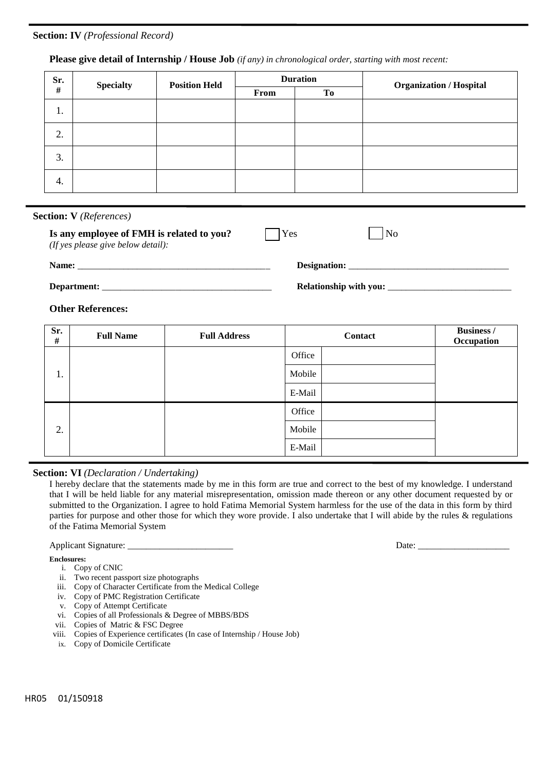**Section: IV** *(Professional Record)*

**Please give detail of Internship / House Job** *(if any) in chronological order, starting with most recent:*

| Sr. # | Specialty | Position Held | Duration | | Organization / Hospital |
|---|---|---|---|---|---|
| | | | From | To | |
| 1. | | | | | |
| 2. | | | | | |
| 3. | | | | | |
| 4. | | | | | |

**Section: V** *(References)*

**Is any employee of FMH is related to you?** ☐ Yes ☐ No
*(If yes please give below detail):*

**Name:** ___________________________________________ **Designation:** ___________________________________

**Department:** _____________________________________ **Relationship with you:** ___________________________

**Other References:**

| Sr. # | Full Name | Full Address | Contact | | Business / Occupation |
|---|---|---|---|---|---|
| 1. | | | Office | | |
| | | | Mobile | | |
| | | | E-Mail | | |
| 2. | | | Office | | |
| | | | Mobile | | |
| | | | E-Mail | | |

**Section: VI** *(Declaration / Undertaking)*

I hereby declare that the statements made by me in this form are true and correct to the best of my knowledge. I understand that I will be held liable for any material misrepresentation, omission made thereon or any other document requested by or submitted to the Organization. I agree to hold Fatima Memorial System harmless for the use of the data in this form by third parties for purpose and other those for which they wore provide. I also undertake that I will abide by the rules & regulations of the Fatima Memorial System

Applicant Signature: _______________________ Date: ____________________

**Enclosures:**

i. Copy of CNIC
ii. Two recent passport size photographs
iii. Copy of Character Certificate from the Medical College
iv. Copy of PMC Registration Certificate
v. Copy of Attempt Certificate
vi. Copies of all Professionals & Degree of MBBS/BDS
vii. Copies of Matric & FSC Degree
viii. Copies of Experience certificates (In case of Internship / House Job)
ix. Copy of Domicile Certificate

HR05 01/150918